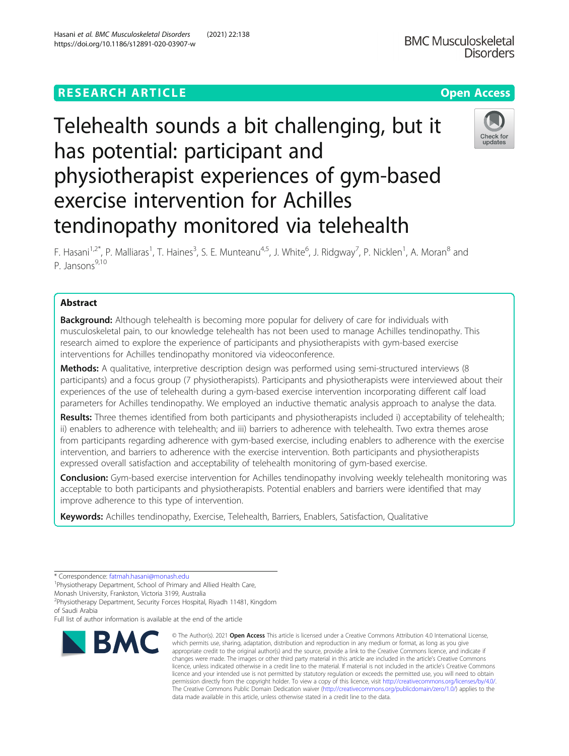RESEARCH ARTICLE

Open Access

# Telehealth sounds a bit challenging, but it has potential: participant and physiotherapist experiences of gym-based exercise intervention for Achilles tendinopathy monitored via telehealth

F. Hasani[1,2*], P. Malliaras[1], T. Haines[3], S. E. Munteanu[4,5], J. White[6], J. Ridgway[7], P. Nicklen[1], A. Moran[8] and P. Jansons[9,10]

## Abstract

**Background:** Although telehealth is becoming more popular for delivery of care for individuals with musculoskeletal pain, to our knowledge telehealth has not been used to manage Achilles tendinopathy. This research aimed to explore the experience of participants and physiotherapists with gym-based exercise interventions for Achilles tendinopathy monitored via videoconference.

**Methods:** A qualitative, interpretive description design was performed using semi-structured interviews (8 participants) and a focus group (7 physiotherapists). Participants and physiotherapists were interviewed about their experiences of the use of telehealth during a gym-based exercise intervention incorporating different calf load parameters for Achilles tendinopathy. We employed an inductive thematic analysis approach to analyse the data.

**Results:** Three themes identified from both participants and physiotherapists included i) acceptability of telehealth; ii) enablers to adherence with telehealth; and iii) barriers to adherence with telehealth. Two extra themes arose from participants regarding adherence with gym-based exercise, including enablers to adherence with the exercise intervention, and barriers to adherence with the exercise intervention. Both participants and physiotherapists expressed overall satisfaction and acceptability of telehealth monitoring of gym-based exercise.

**Conclusion:** Gym-based exercise intervention for Achilles tendinopathy involving weekly telehealth monitoring was acceptable to both participants and physiotherapists. Potential enablers and barriers were identified that may improve adherence to this type of intervention.

**Keywords:** Achilles tendinopathy, Exercise, Telehealth, Barriers, Enablers, Satisfaction, Qualitative

---

\* Correspondence: fatmah.hasani@monash.edu

[1]Physiotherapy Department, School of Primary and Allied Health Care, Monash University, Frankston, Victoria 3199, Australia

[2]Physiotherapy Department, Security Forces Hospital, Riyadh 11481, Kingdom of Saudi Arabia

Full list of author information is available at the end of the article

© The Author(s). 2021 **Open Access** This article is licensed under a Creative Commons Attribution 4.0 International License, which permits use, sharing, adaptation, distribution and reproduction in any medium or format, as long as you give appropriate credit to the original author(s) and the source, provide a link to the Creative Commons licence, and indicate if changes were made. The images or other third party material in this article are included in the article's Creative Commons licence, unless indicated otherwise in a credit line to the material. If material is not included in the article's Creative Commons licence and your intended use is not permitted by statutory regulation or exceeds the permitted use, you will need to obtain permission directly from the copyright holder. To view a copy of this licence, visit http://creativecommons.org/licenses/by/4.0/. The Creative Commons Public Domain Dedication waiver (http://creativecommons.org/publicdomain/zero/1.0/) applies to the data made available in this article, unless otherwise stated in a credit line to the data.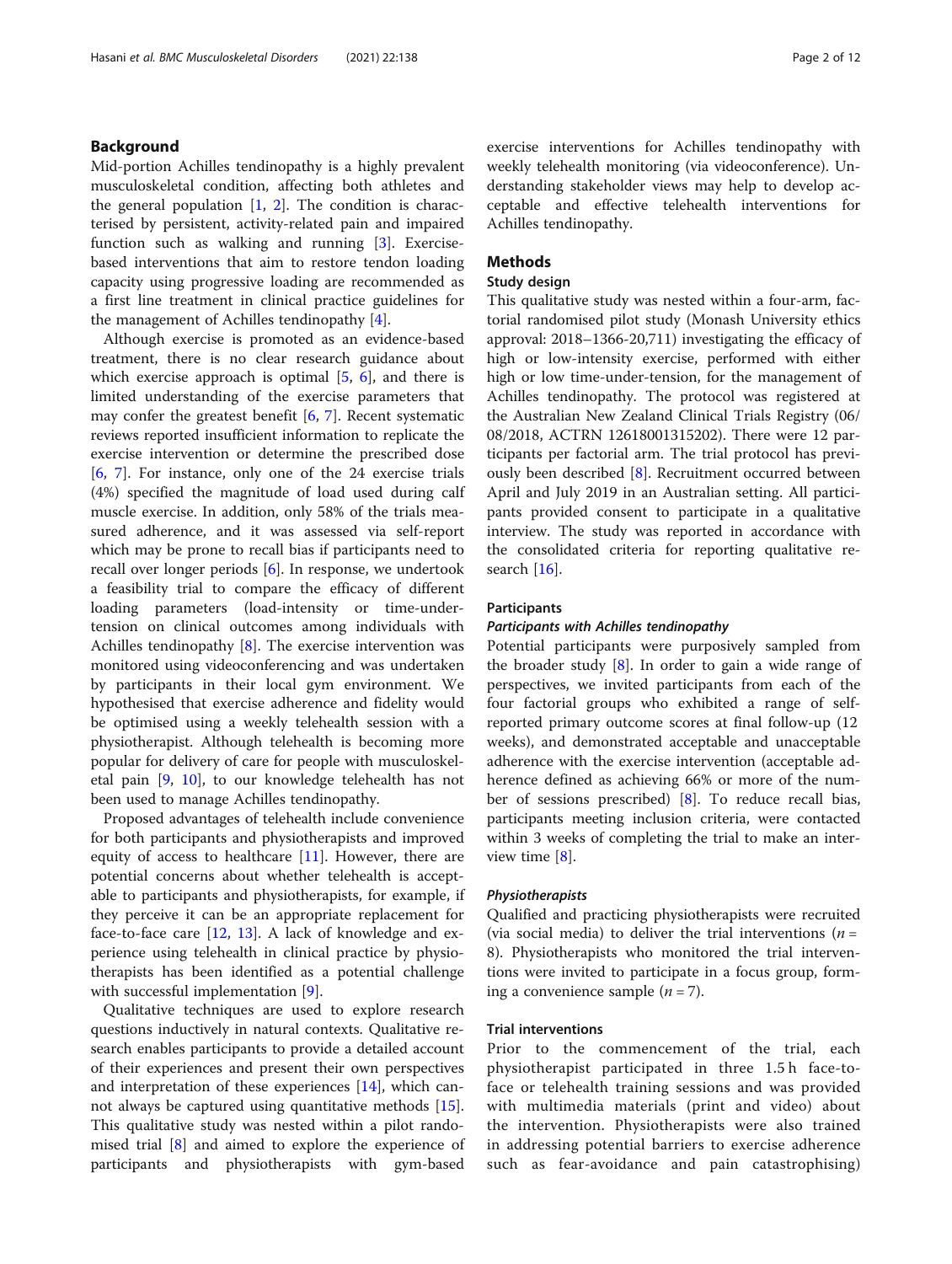## Background

Mid-portion Achilles tendinopathy is a highly prevalent musculoskeletal condition, affecting both athletes and the general population [1, 2]. The condition is characterised by persistent, activity-related pain and impaired function such as walking and running [3]. Exercise-based interventions that aim to restore tendon loading capacity using progressive loading are recommended as a first line treatment in clinical practice guidelines for the management of Achilles tendinopathy [4].

Although exercise is promoted as an evidence-based treatment, there is no clear research guidance about which exercise approach is optimal [5, 6], and there is limited understanding of the exercise parameters that may confer the greatest benefit [6, 7]. Recent systematic reviews reported insufficient information to replicate the exercise intervention or determine the prescribed dose [6, 7]. For instance, only one of the 24 exercise trials (4%) specified the magnitude of load used during calf muscle exercise. In addition, only 58% of the trials measured adherence, and it was assessed via self-report which may be prone to recall bias if participants need to recall over longer periods [6]. In response, we undertook a feasibility trial to compare the efficacy of different loading parameters (load-intensity or time-under-tension on clinical outcomes among individuals with Achilles tendinopathy [8]. The exercise intervention was monitored using videoconferencing and was undertaken by participants in their local gym environment. We hypothesised that exercise adherence and fidelity would be optimised using a weekly telehealth session with a physiotherapist. Although telehealth is becoming more popular for delivery of care for people with musculoskeletal pain [9, 10], to our knowledge telehealth has not been used to manage Achilles tendinopathy.

Proposed advantages of telehealth include convenience for both participants and physiotherapists and improved equity of access to healthcare [11]. However, there are potential concerns about whether telehealth is acceptable to participants and physiotherapists, for example, if they perceive it can be an appropriate replacement for face-to-face care [12, 13]. A lack of knowledge and experience using telehealth in clinical practice by physiotherapists has been identified as a potential challenge with successful implementation [9].

Qualitative techniques are used to explore research questions inductively in natural contexts. Qualitative research enables participants to provide a detailed account of their experiences and present their own perspectives and interpretation of these experiences [14], which cannot always be captured using quantitative methods [15]. This qualitative study was nested within a pilot randomised trial [8] and aimed to explore the experience of participants and physiotherapists with gym-based exercise interventions for Achilles tendinopathy with weekly telehealth monitoring (via videoconference). Understanding stakeholder views may help to develop acceptable and effective telehealth interventions for Achilles tendinopathy.

## Methods

### Study design

This qualitative study was nested within a four-arm, factorial randomised pilot study (Monash University ethics approval: 2018–1366-20,711) investigating the efficacy of high or low-intensity exercise, performed with either high or low time-under-tension, for the management of Achilles tendinopathy. The protocol was registered at the Australian New Zealand Clinical Trials Registry (06/08/2018, ACTRN 12618001315202). There were 12 participants per factorial arm. The trial protocol has previously been described [8]. Recruitment occurred between April and July 2019 in an Australian setting. All participants provided consent to participate in a qualitative interview. The study was reported in accordance with the consolidated criteria for reporting qualitative research [16].

### Participants

#### *Participants with Achilles tendinopathy*

Potential participants were purposively sampled from the broader study [8]. In order to gain a wide range of perspectives, we invited participants from each of the four factorial groups who exhibited a range of self-reported primary outcome scores at final follow-up (12 weeks), and demonstrated acceptable and unacceptable adherence with the exercise intervention (acceptable adherence defined as achieving 66% or more of the number of sessions prescribed) [8]. To reduce recall bias, participants meeting inclusion criteria, were contacted within 3 weeks of completing the trial to make an interview time [8].

#### *Physiotherapists*

Qualified and practicing physiotherapists were recruited (via social media) to deliver the trial interventions ($n = 8$). Physiotherapists who monitored the trial interventions were invited to participate in a focus group, forming a convenience sample ($n = 7$).

### Trial interventions

Prior to the commencement of the trial, each physiotherapist participated in three 1.5 h face-to-face or telehealth training sessions and was provided with multimedia materials (print and video) about the intervention. Physiotherapists were also trained in addressing potential barriers to exercise adherence such as fear-avoidance and pain catastrophising)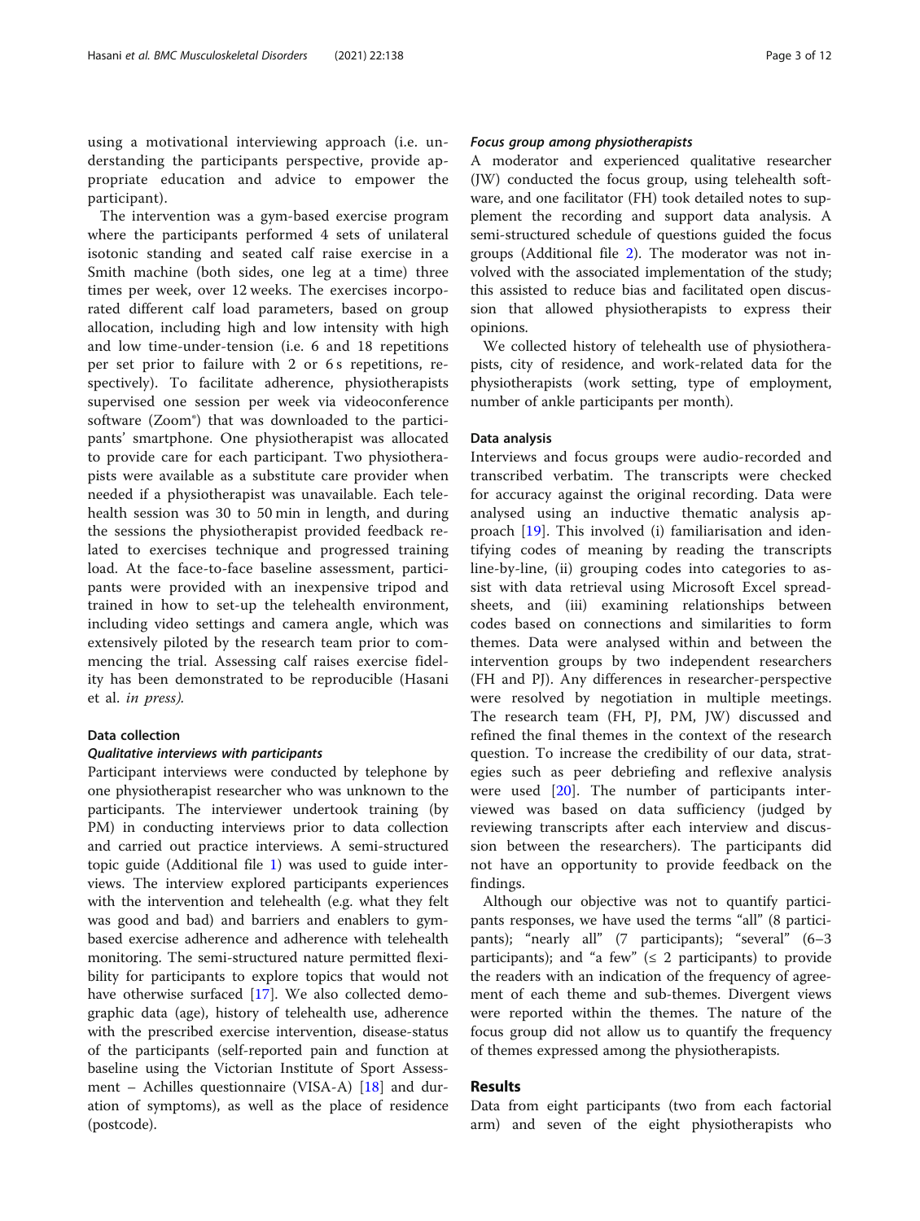using a motivational interviewing approach (i.e. understanding the participants perspective, provide appropriate education and advice to empower the participant).

The intervention was a gym-based exercise program where the participants performed 4 sets of unilateral isotonic standing and seated calf raise exercise in a Smith machine (both sides, one leg at a time) three times per week, over 12 weeks. The exercises incorporated different calf load parameters, based on group allocation, including high and low intensity with high and low time-under-tension (i.e. 6 and 18 repetitions per set prior to failure with 2 or 6 s repetitions, respectively). To facilitate adherence, physiotherapists supervised one session per week via videoconference software (Zoom®) that was downloaded to the participants' smartphone. One physiotherapist was allocated to provide care for each participant. Two physiotherapists were available as a substitute care provider when needed if a physiotherapist was unavailable. Each telehealth session was 30 to 50 min in length, and during the sessions the physiotherapist provided feedback related to exercises technique and progressed training load. At the face-to-face baseline assessment, participants were provided with an inexpensive tripod and trained in how to set-up the telehealth environment, including video settings and camera angle, which was extensively piloted by the research team prior to commencing the trial. Assessing calf raises exercise fidelity has been demonstrated to be reproducible (Hasani et al. *in press).*

### Data collection

#### *Qualitative interviews with participants*

Participant interviews were conducted by telephone by one physiotherapist researcher who was unknown to the participants. The interviewer undertook training (by PM) in conducting interviews prior to data collection and carried out practice interviews. A semi-structured topic guide (Additional file 1) was used to guide interviews. The interview explored participants experiences with the intervention and telehealth (e.g. what they felt was good and bad) and barriers and enablers to gym-based exercise adherence and adherence with telehealth monitoring. The semi-structured nature permitted flexibility for participants to explore topics that would not have otherwise surfaced [17]. We also collected demographic data (age), history of telehealth use, adherence with the prescribed exercise intervention, disease-status of the participants (self-reported pain and function at baseline using the Victorian Institute of Sport Assessment – Achilles questionnaire (VISA-A) [18] and duration of symptoms), as well as the place of residence (postcode).

#### *Focus group among physiotherapists*

A moderator and experienced qualitative researcher (JW) conducted the focus group, using telehealth software, and one facilitator (FH) took detailed notes to supplement the recording and support data analysis. A semi-structured schedule of questions guided the focus groups (Additional file 2). The moderator was not involved with the associated implementation of the study; this assisted to reduce bias and facilitated open discussion that allowed physiotherapists to express their opinions.

We collected history of telehealth use of physiotherapists, city of residence, and work-related data for the physiotherapists (work setting, type of employment, number of ankle participants per month).

### Data analysis

Interviews and focus groups were audio-recorded and transcribed verbatim. The transcripts were checked for accuracy against the original recording. Data were analysed using an inductive thematic analysis approach [19]. This involved (i) familiarisation and identifying codes of meaning by reading the transcripts line-by-line, (ii) grouping codes into categories to assist with data retrieval using Microsoft Excel spreadsheets, and (iii) examining relationships between codes based on connections and similarities to form themes. Data were analysed within and between the intervention groups by two independent researchers (FH and PJ). Any differences in researcher-perspective were resolved by negotiation in multiple meetings. The research team (FH, PJ, PM, JW) discussed and refined the final themes in the context of the research question. To increase the credibility of our data, strategies such as peer debriefing and reflexive analysis were used [20]. The number of participants interviewed was based on data sufficiency (judged by reviewing transcripts after each interview and discussion between the researchers). The participants did not have an opportunity to provide feedback on the findings.

Although our objective was not to quantify participants responses, we have used the terms "all" (8 participants); "nearly all" (7 participants); "several" (6–3 participants); and "a few" (≤ 2 participants) to provide the readers with an indication of the frequency of agreement of each theme and sub-themes. Divergent views were reported within the themes. The nature of the focus group did not allow us to quantify the frequency of themes expressed among the physiotherapists.

## Results

Data from eight participants (two from each factorial arm) and seven of the eight physiotherapists who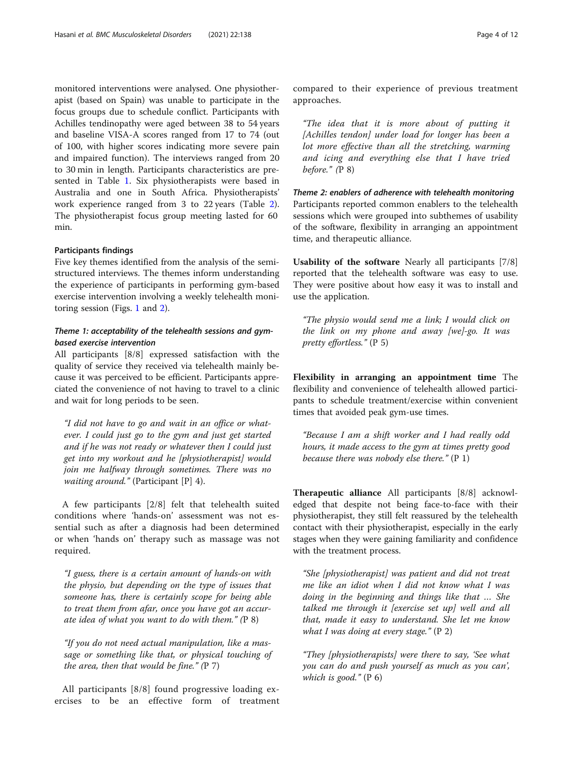monitored interventions were analysed. One physiotherapist (based on Spain) was unable to participate in the focus groups due to schedule conflict. Participants with Achilles tendinopathy were aged between 38 to 54 years and baseline VISA-A scores ranged from 17 to 74 (out of 100, with higher scores indicating more severe pain and impaired function). The interviews ranged from 20 to 30 min in length. Participants characteristics are presented in Table 1. Six physiotherapists were based in Australia and one in South Africa. Physiotherapists' work experience ranged from 3 to 22 years (Table 2). The physiotherapist focus group meeting lasted for 60 min.

### Participants findings

Five key themes identified from the analysis of the semi-structured interviews. The themes inform understanding the experience of participants in performing gym-based exercise intervention involving a weekly telehealth monitoring session (Figs. 1 and 2).

#### *Theme 1: acceptability of the telehealth sessions and gym-based exercise intervention*

All participants [8/8] expressed satisfaction with the quality of service they received via telehealth mainly because it was perceived to be efficient. Participants appreciated the convenience of not having to travel to a clinic and wait for long periods to be seen.

> *"I did not have to go and wait in an office or whatever. I could just go to the gym and just get started and if he was not ready or whatever then I could just get into my workout and he [physiotherapist] would join me halfway through sometimes. There was no waiting around."* (Participant [P] 4).

A few participants [2/8] felt that telehealth suited conditions where 'hands-on' assessment was not essential such as after a diagnosis had been determined or when 'hands on' therapy such as massage was not required.

> *"I guess, there is a certain amount of hands-on with the physio, but depending on the type of issues that someone has, there is certainly scope for being able to treat them from afar, once you have got an accurate idea of what you want to do with them." (*P 8)

> *"If you do not need actual manipulation, like a massage or something like that, or physical touching of the area, then that would be fine." (*P 7)

All participants [8/8] found progressive loading exercises to be an effective form of treatment compared to their experience of previous treatment approaches.

> *"The idea that it is more about of putting it [Achilles tendon] under load for longer has been a lot more effective than all the stretching, warming and icing and everything else that I have tried before." (*P 8)

#### *Theme 2: enablers of adherence with telehealth monitoring*

Participants reported common enablers to the telehealth sessions which were grouped into subthemes of usability of the software, flexibility in arranging an appointment time, and therapeutic alliance.

**Usability of the software** Nearly all participants [7/8] reported that the telehealth software was easy to use. They were positive about how easy it was to install and use the application.

> *"The physio would send me a link; I would click on the link on my phone and away [we]-go. It was pretty effortless."* (P 5)

**Flexibility in arranging an appointment time** The flexibility and convenience of telehealth allowed participants to schedule treatment/exercise within convenient times that avoided peak gym-use times.

> *"Because I am a shift worker and I had really odd hours, it made access to the gym at times pretty good because there was nobody else there."* (P 1)

**Therapeutic alliance** All participants [8/8] acknowledged that despite not being face-to-face with their physiotherapist, they still felt reassured by the telehealth contact with their physiotherapist, especially in the early stages when they were gaining familiarity and confidence with the treatment process.

> *"She [physiotherapist] was patient and did not treat me like an idiot when I did not know what I was doing in the beginning and things like that … She talked me through it [exercise set up] well and all that, made it easy to understand. She let me know what I was doing at every stage."* (P 2)

> *"They [physiotherapists] were there to say, 'See what you can do and push yourself as much as you can', which is good."* (P 6)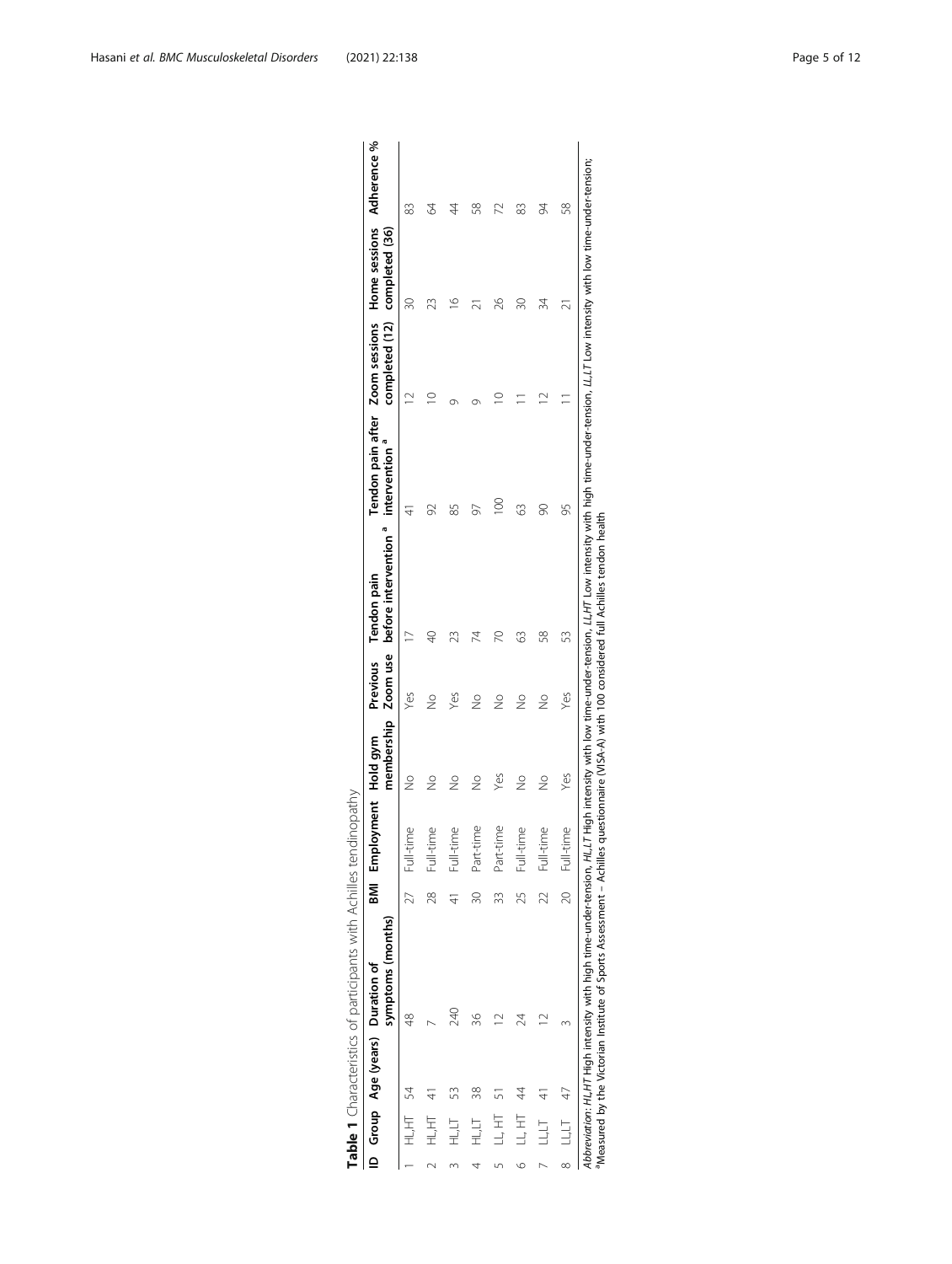**Table 1** Characteristics of participants with Achilles tendinopathy

| ID | Group | Age (years) | Duration of symptoms (months) | BMI | Employment | Hold gym membership | Previous Zoom use | Tendon pain before intervention [a] | Tendon pain after intervention [a] | Zoom sessions completed (12) | Home sessions completed (36) | Adherence % |
|---|---|---|---|---|---|---|---|---|---|---|---|---|
| 1 | HL,HT | 54 | 48 | 27 | Full-time | No | Yes | 17 | 41 | 12 | 30 | 83 |
| 2 | HL,HT | 41 | 7 | 28 | Full-time | No | No | 40 | 92 | 10 | 23 | 64 |
| 3 | HL,LT | 53 | 240 | 41 | Full-time | No | Yes | 23 | 85 | 9 | 16 | 44 |
| 4 | HL,LT | 38 | 36 | 30 | Part-time | No | No | 74 | 97 | 9 | 21 | 58 |
| 5 | LL,HT | 51 | 12 | 33 | Part-time | Yes | No | 70 | 100 | 10 | 26 | 72 |
| 6 | LL,HT | 44 | 24 | 25 | Full-time | No | No | 63 | 63 | 11 | 30 | 83 |
| 7 | LL,LT | 41 | 12 | 22 | Full-time | No | No | 58 | 90 | 12 | 34 | 94 |
| 8 | LL,LT | 47 | 3 | 20 | Full-time | Yes | Yes | 53 | 95 | 11 | 21 | 58 |

*Abbreviation*: *HL,HT* High intensity with high time-under-tension, *HL,LT* High intensity with low time-under-tension, *LL,HT* Low intensity with high time-under-tension, *LL,LT* Low intensity with low time-under-tension;
[a]Measured by the Victorian Institute of Sports Assessment – Achilles questionnaire (VISA-A) with 100 considered full Achilles tendon health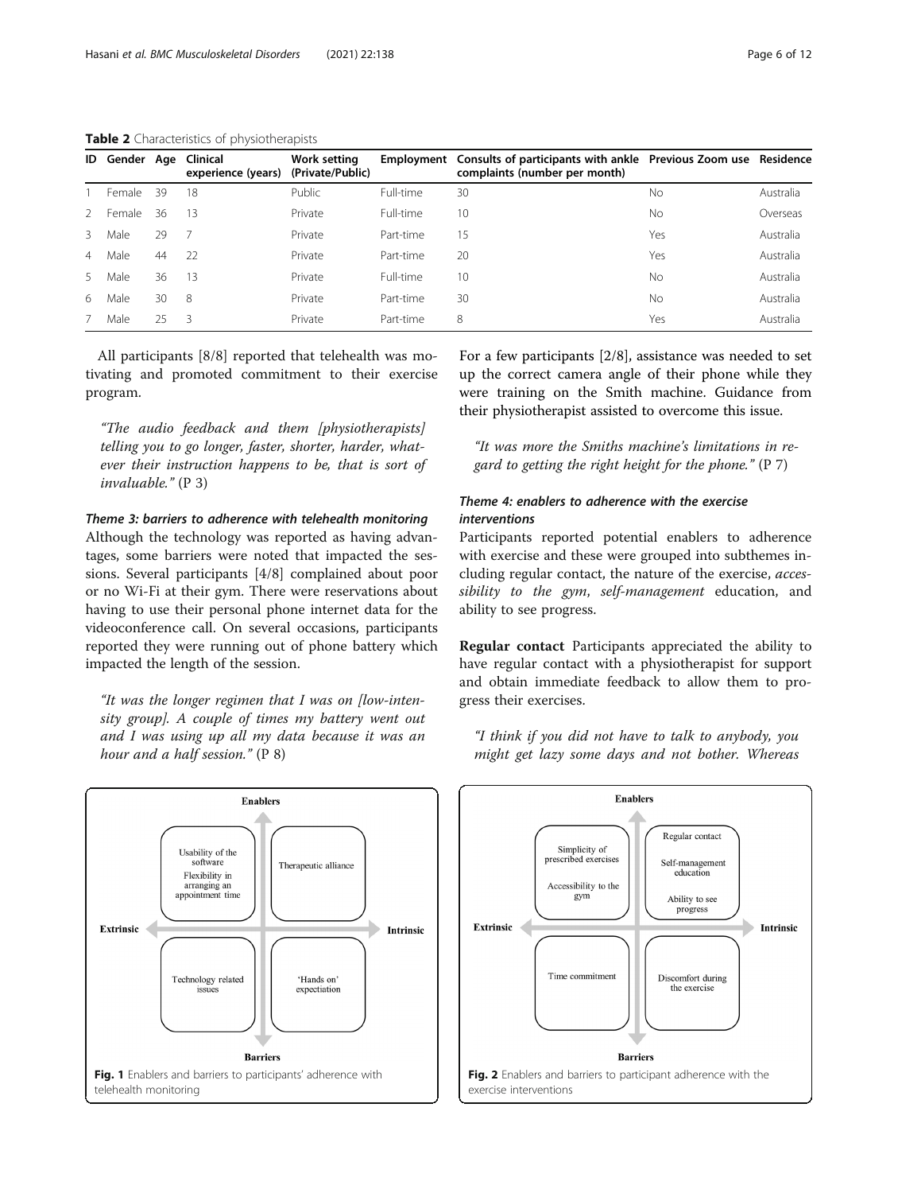**Table 2** Characteristics of physiotherapists

| ID | Gender | Age | Clinical experience (years) | Work setting (Private/Public) | Employment | Consults of participants with ankle complaints (number per month) | Previous Zoom use | Residence |
|---|---|---|---|---|---|---|---|---|
| 1 | Female | 39 | 18 | Public | Full-time | 30 | No | Australia |
| 2 | Female | 36 | 13 | Private | Full-time | 10 | No | Overseas |
| 3 | Male | 29 | 7 | Private | Part-time | 15 | Yes | Australia |
| 4 | Male | 44 | 22 | Private | Part-time | 20 | Yes | Australia |
| 5 | Male | 36 | 13 | Private | Full-time | 10 | No | Australia |
| 6 | Male | 30 | 8 | Private | Part-time | 30 | No | Australia |
| 7 | Male | 25 | 3 | Private | Part-time | 8 | Yes | Australia |

All participants [8/8] reported that telehealth was motivating and promoted commitment to their exercise program.

> "The audio feedback and them [physiotherapists] telling you to go longer, faster, shorter, harder, whatever their instruction happens to be, that is sort of invaluable." (P 3)

#### *Theme 3: barriers to adherence with telehealth monitoring*

Although the technology was reported as having advantages, some barriers were noted that impacted the sessions. Several participants [4/8] complained about poor or no Wi-Fi at their gym. There were reservations about having to use their personal phone internet data for the videoconference call. On several occasions, participants reported they were running out of phone battery which impacted the length of the session.

> "It was the longer regimen that I was on [low-intensity group]. A couple of times my battery went out and I was using up all my data because it was an hour and a half session." (P 8)

For a few participants [2/8], assistance was needed to set up the correct camera angle of their phone while they were training on the Smith machine. Guidance from their physiotherapist assisted to overcome this issue.

> "It was more the Smiths machine's limitations in regard to getting the right height for the phone." (P 7)

#### *Theme 4: enablers to adherence with the exercise interventions*

Participants reported potential enablers to adherence with exercise and these were grouped into subthemes including regular contact, the nature of the exercise, *accessibility to the gym*, *self-management* education, and ability to see progress.

**Regular contact** Participants appreciated the ability to have regular contact with a physiotherapist for support and obtain immediate feedback to allow them to progress their exercises.

> "I think if you did not have to talk to anybody, you might get lazy some days and not bother. Whereas

| | Extrinsic | Intrinsic |
|---|---|---|
| **Enablers** | Usability of the software; Flexibility in arranging an appointment time | Therapeutic alliance |
| **Barriers** | Technology related issues | 'Hands on' expectiation |

**Fig. 1** Enablers and barriers to participants' adherence with telehealth monitoring

| | Extrinsic | Intrinsic |
|---|---|---|
| **Enablers** | Simplicity of prescribed exercises; Accessibility to the gym | Regular contact; Self-management education; Ability to see progress |
| **Barriers** | Time commitment | Discomfort during the exercise |

**Fig. 2** Enablers and barriers to participant adherence with the exercise interventions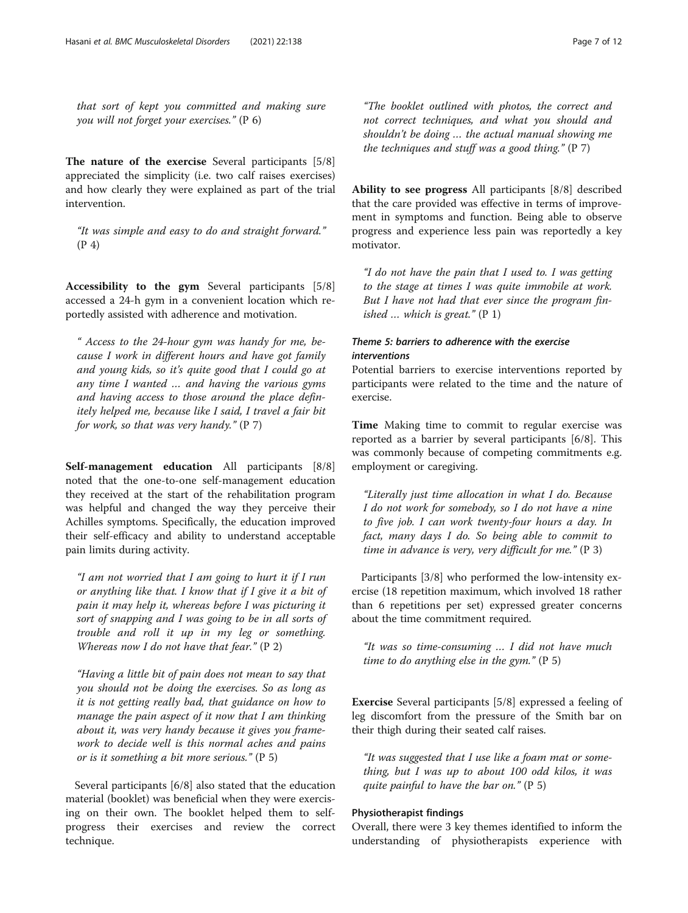that sort of kept you committed and making sure you will not forget your exercises." (P 6)*

**The nature of the exercise** Several participants [5/8] appreciated the simplicity (i.e. two calf raises exercises) and how clearly they were explained as part of the trial intervention.

*"It was simple and easy to do and straight forward."* (P 4)

**Accessibility to the gym** Several participants [5/8] accessed a 24-h gym in a convenient location which reportedly assisted with adherence and motivation.

*" Access to the 24-hour gym was handy for me, because I work in different hours and have got family and young kids, so it's quite good that I could go at any time I wanted … and having the various gyms and having access to those around the place definitely helped me, because like I said, I travel a fair bit for work, so that was very handy."* (P 7)

**Self-management education** All participants [8/8] noted that the one-to-one self-management education they received at the start of the rehabilitation program was helpful and changed the way they perceive their Achilles symptoms. Specifically, the education improved their self-efficacy and ability to understand acceptable pain limits during activity.

*"I am not worried that I am going to hurt it if I run or anything like that. I know that if I give it a bit of pain it may help it, whereas before I was picturing it sort of snapping and I was going to be in all sorts of trouble and roll it up in my leg or something. Whereas now I do not have that fear."* (P 2)

*"Having a little bit of pain does not mean to say that you should not be doing the exercises. So as long as it is not getting really bad, that guidance on how to manage the pain aspect of it now that I am thinking about it, was very handy because it gives you framework to decide well is this normal aches and pains or is it something a bit more serious."* (P 5)

Several participants [6/8] also stated that the education material (booklet) was beneficial when they were exercising on their own. The booklet helped them to self-progress their exercises and review the correct technique.

*"The booklet outlined with photos, the correct and not correct techniques, and what you should and shouldn't be doing … the actual manual showing me the techniques and stuff was a good thing."* (P 7)

**Ability to see progress** All participants [8/8] described that the care provided was effective in terms of improvement in symptoms and function. Being able to observe progress and experience less pain was reportedly a key motivator.

*"I do not have the pain that I used to. I was getting to the stage at times I was quite immobile at work. But I have not had that ever since the program finished … which is great."* (P 1)

#### *Theme 5: barriers to adherence with the exercise interventions*

Potential barriers to exercise interventions reported by participants were related to the time and the nature of exercise.

**Time** Making time to commit to regular exercise was reported as a barrier by several participants [6/8]. This was commonly because of competing commitments e.g. employment or caregiving.

*"Literally just time allocation in what I do. Because I do not work for somebody, so I do not have a nine to five job. I can work twenty-four hours a day. In fact, many days I do. So being able to commit to time in advance is very, very difficult for me."* (P 3)

Participants [3/8] who performed the low-intensity exercise (18 repetition maximum, which involved 18 rather than 6 repetitions per set) expressed greater concerns about the time commitment required.

*"It was so time-consuming … I did not have much time to do anything else in the gym."* (P 5)

**Exercise** Several participants [5/8] expressed a feeling of leg discomfort from the pressure of the Smith bar on their thigh during their seated calf raises.

*"It was suggested that I use like a foam mat or something, but I was up to about 100 odd kilos, it was quite painful to have the bar on."* (P 5)

### Physiotherapist findings

Overall, there were 3 key themes identified to inform the understanding of physiotherapists experience with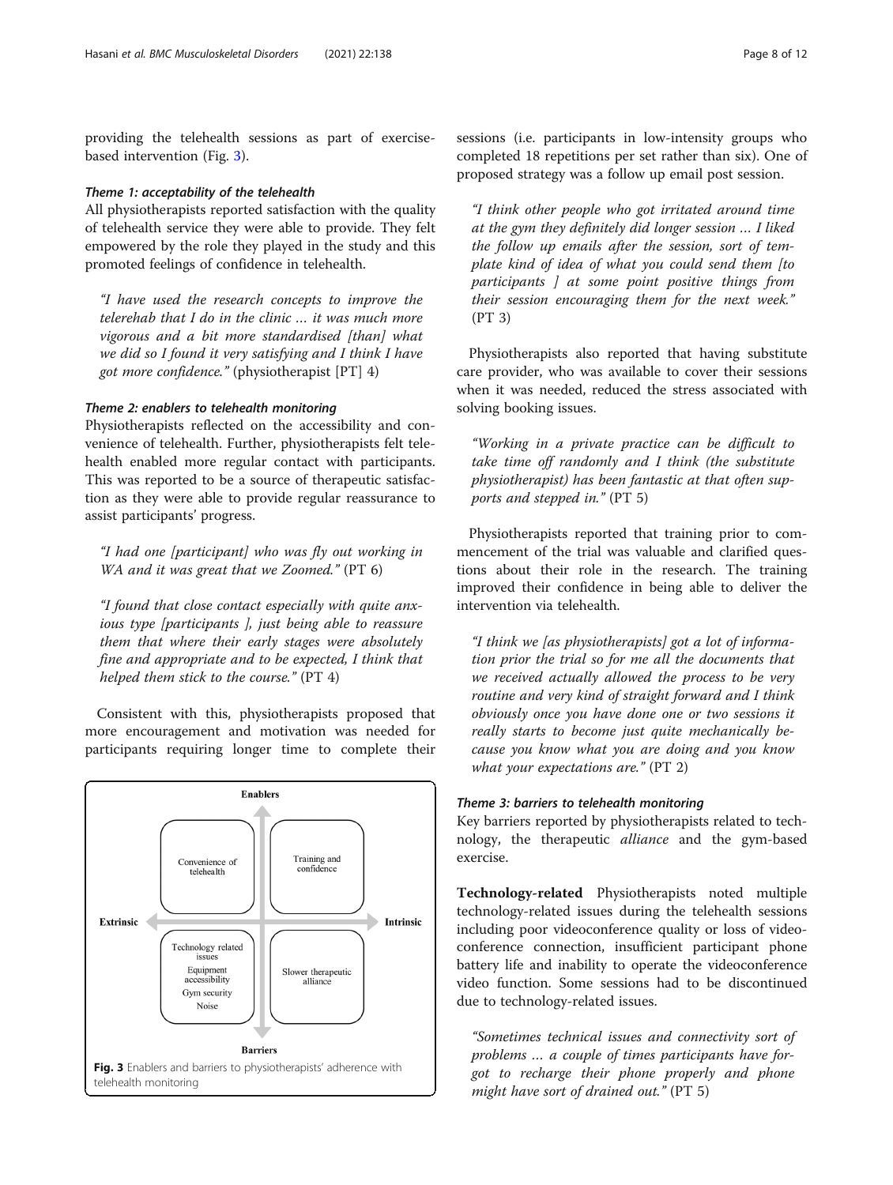providing the telehealth sessions as part of exercise-based intervention (Fig. 3).

### Theme 1: acceptability of the telehealth

All physiotherapists reported satisfaction with the quality of telehealth service they were able to provide. They felt empowered by the role they played in the study and this promoted feelings of confidence in telehealth.

*"I have used the research concepts to improve the telerehab that I do in the clinic … it was much more vigorous and a bit more standardised [than] what we did so I found it very satisfying and I think I have got more confidence."* (physiotherapist [PT] 4)

### Theme 2: enablers to telehealth monitoring

Physiotherapists reflected on the accessibility and convenience of telehealth. Further, physiotherapists felt telehealth enabled more regular contact with participants. This was reported to be a source of therapeutic satisfaction as they were able to provide regular reassurance to assist participants' progress.

*"I had one [participant] who was fly out working in WA and it was great that we Zoomed."* (PT 6)

*"I found that close contact especially with quite anxious type [participants ], just being able to reassure them that where their early stages were absolutely fine and appropriate and to be expected, I think that helped them stick to the course."* (PT 4)

Consistent with this, physiotherapists proposed that more encouragement and motivation was needed for participants requiring longer time to complete their sessions (i.e. participants in low-intensity groups who completed 18 repetitions per set rather than six). One of proposed strategy was a follow up email post session.

*"I think other people who got irritated around time at the gym they definitely did longer session … I liked the follow up emails after the session, sort of template kind of idea of what you could send them [to participants ] at some point positive things from their session encouraging them for the next week."* (PT 3)

Physiotherapists also reported that having substitute care provider, who was available to cover their sessions when it was needed, reduced the stress associated with solving booking issues.

*"Working in a private practice can be difficult to take time off randomly and I think (the substitute physiotherapist) has been fantastic at that often supports and stepped in."* (PT 5)

Physiotherapists reported that training prior to commencement of the trial was valuable and clarified questions about their role in the research. The training improved their confidence in being able to deliver the intervention via telehealth.

*"I think we [as physiotherapists] got a lot of information prior the trial so for me all the documents that we received actually allowed the process to be very routine and very kind of straight forward and I think obviously once you have done one or two sessions it really starts to become just quite mechanically because you know what you are doing and you know what your expectations are."* (PT 2)

Fig. 3 Enablers and barriers to physiotherapists' adherence with telehealth monitoring

### Theme 3: barriers to telehealth monitoring

Key barriers reported by physiotherapists related to technology, the therapeutic *alliance* and the gym-based exercise.

**Technology-related** Physiotherapists noted multiple technology-related issues during the telehealth sessions including poor videoconference quality or loss of videoconference connection, insufficient participant phone battery life and inability to operate the videoconference video function. Some sessions had to be discontinued due to technology-related issues.

*"Sometimes technical issues and connectivity sort of problems … a couple of times participants have forgot to recharge their phone properly and phone might have sort of drained out."* (PT 5)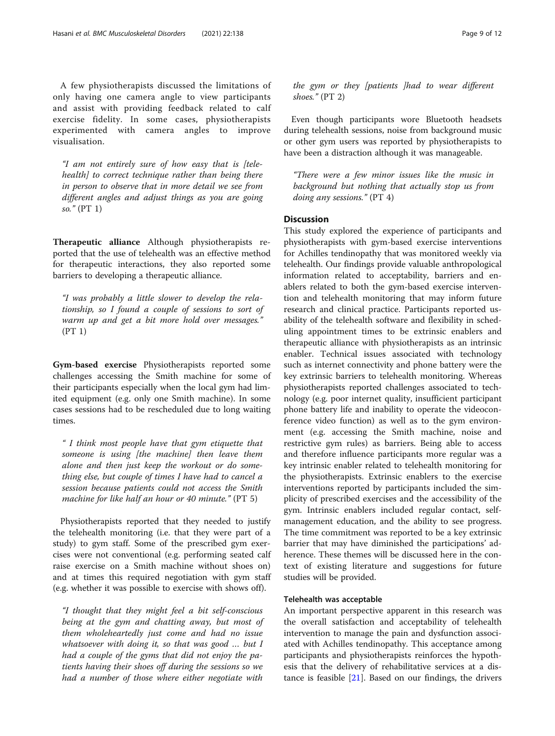A few physiotherapists discussed the limitations of only having one camera angle to view participants and assist with providing feedback related to calf exercise fidelity. In some cases, physiotherapists experimented with camera angles to improve visualisation.

> *"I am not entirely sure of how easy that is [telehealth] to correct technique rather than being there in person to observe that in more detail we see from different angles and adjust things as you are going so."* (PT 1)

**Therapeutic alliance** Although physiotherapists reported that the use of telehealth was an effective method for therapeutic interactions, they also reported some barriers to developing a therapeutic alliance.

> *"I was probably a little slower to develop the relationship, so I found a couple of sessions to sort of warm up and get a bit more hold over messages."* (PT 1)

**Gym-based exercise** Physiotherapists reported some challenges accessing the Smith machine for some of their participants especially when the local gym had limited equipment (e.g. only one Smith machine). In some cases sessions had to be rescheduled due to long waiting times.

> *" I think most people have that gym etiquette that someone is using [the machine] then leave them alone and then just keep the workout or do something else, but couple of times I have had to cancel a session because patients could not access the Smith machine for like half an hour or 40 minute."* (PT 5)

Physiotherapists reported that they needed to justify the telehealth monitoring (i.e. that they were part of a study) to gym staff. Some of the prescribed gym exercises were not conventional (e.g. performing seated calf raise exercise on a Smith machine without shoes on) and at times this required negotiation with gym staff (e.g. whether it was possible to exercise with shows off).

> *"I thought that they might feel a bit self-conscious being at the gym and chatting away, but most of them wholeheartedly just come and had no issue whatsoever with doing it, so that was good … but I had a couple of the gyms that did not enjoy the patients having their shoes off during the sessions so we had a number of those where either negotiate with the gym or they [patients ]had to wear different shoes."* (PT 2)

Even though participants wore Bluetooth headsets during telehealth sessions, noise from background music or other gym users was reported by physiotherapists to have been a distraction although it was manageable.

> *"There were a few minor issues like the music in background but nothing that actually stop us from doing any sessions."* (PT 4)

## Discussion

This study explored the experience of participants and physiotherapists with gym-based exercise interventions for Achilles tendinopathy that was monitored weekly via telehealth. Our findings provide valuable anthropological information related to acceptability, barriers and enablers related to both the gym-based exercise intervention and telehealth monitoring that may inform future research and clinical practice. Participants reported usability of the telehealth software and flexibility in scheduling appointment times to be extrinsic enablers and therapeutic alliance with physiotherapists as an intrinsic enabler. Technical issues associated with technology such as internet connectivity and phone battery were the key extrinsic barriers to telehealth monitoring. Whereas physiotherapists reported challenges associated to technology (e.g. poor internet quality, insufficient participant phone battery life and inability to operate the videoconference video function) as well as to the gym environment (e.g. accessing the Smith machine, noise and restrictive gym rules) as barriers. Being able to access and therefore influence participants more regular was a key intrinsic enabler related to telehealth monitoring for the physiotherapists. Extrinsic enablers to the exercise interventions reported by participants included the simplicity of prescribed exercises and the accessibility of the gym. Intrinsic enablers included regular contact, self-management education, and the ability to see progress. The time commitment was reported to be a key extrinsic barrier that may have diminished the participations' adherence. These themes will be discussed here in the context of existing literature and suggestions for future studies will be provided.

### Telehealth was acceptable

An important perspective apparent in this research was the overall satisfaction and acceptability of telehealth intervention to manage the pain and dysfunction associated with Achilles tendinopathy. This acceptance among participants and physiotherapists reinforces the hypothesis that the delivery of rehabilitative services at a distance is feasible [21]. Based on our findings, the drivers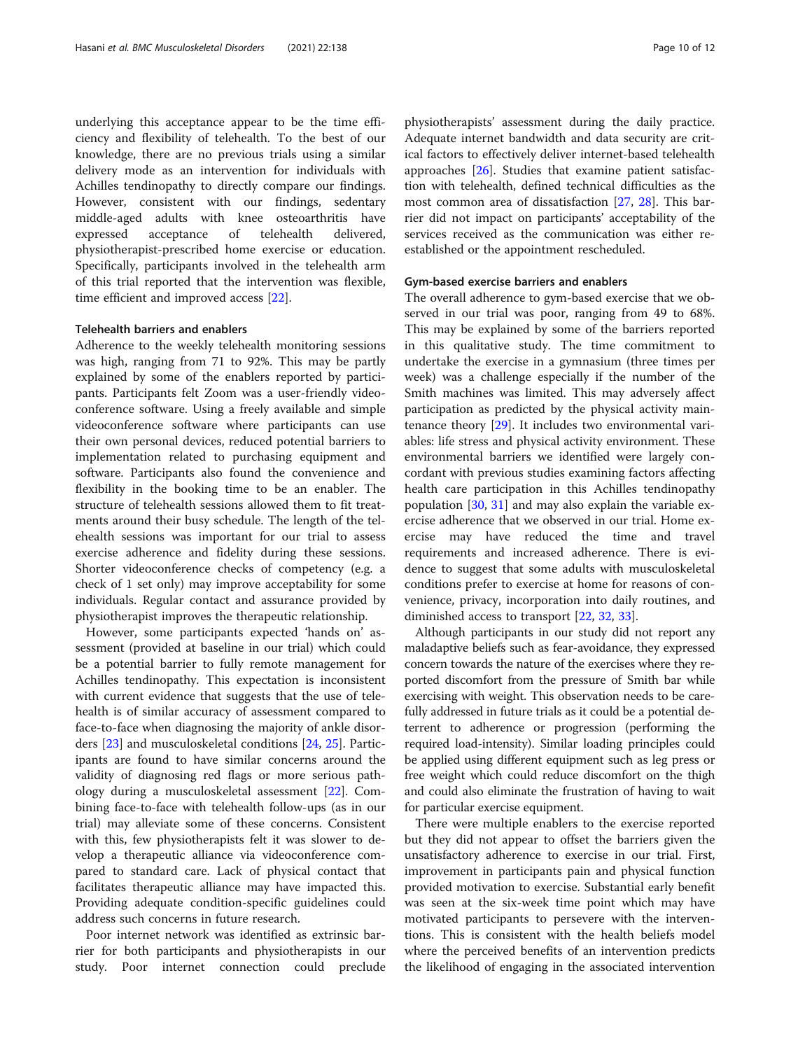underlying this acceptance appear to be the time efficiency and flexibility of telehealth. To the best of our knowledge, there are no previous trials using a similar delivery mode as an intervention for individuals with Achilles tendinopathy to directly compare our findings. However, consistent with our findings, sedentary middle-aged adults with knee osteoarthritis have expressed acceptance of telehealth delivered, physiotherapist-prescribed home exercise or education. Specifically, participants involved in the telehealth arm of this trial reported that the intervention was flexible, time efficient and improved access [22].

### Telehealth barriers and enablers

Adherence to the weekly telehealth monitoring sessions was high, ranging from 71 to 92%. This may be partly explained by some of the enablers reported by participants. Participants felt Zoom was a user-friendly videoconference software. Using a freely available and simple videoconference software where participants can use their own personal devices, reduced potential barriers to implementation related to purchasing equipment and software. Participants also found the convenience and flexibility in the booking time to be an enabler. The structure of telehealth sessions allowed them to fit treatments around their busy schedule. The length of the telehealth sessions was important for our trial to assess exercise adherence and fidelity during these sessions. Shorter videoconference checks of competency (e.g. a check of 1 set only) may improve acceptability for some individuals. Regular contact and assurance provided by physiotherapist improves the therapeutic relationship.

However, some participants expected 'hands on' assessment (provided at baseline in our trial) which could be a potential barrier to fully remote management for Achilles tendinopathy. This expectation is inconsistent with current evidence that suggests that the use of telehealth is of similar accuracy of assessment compared to face-to-face when diagnosing the majority of ankle disorders [23] and musculoskeletal conditions [24, 25]. Participants are found to have similar concerns around the validity of diagnosing red flags or more serious pathology during a musculoskeletal assessment [22]. Combining face-to-face with telehealth follow-ups (as in our trial) may alleviate some of these concerns. Consistent with this, few physiotherapists felt it was slower to develop a therapeutic alliance via videoconference compared to standard care. Lack of physical contact that facilitates therapeutic alliance may have impacted this. Providing adequate condition-specific guidelines could address such concerns in future research.

Poor internet network was identified as extrinsic barrier for both participants and physiotherapists in our study. Poor internet connection could preclude physiotherapists' assessment during the daily practice. Adequate internet bandwidth and data security are critical factors to effectively deliver internet-based telehealth approaches [26]. Studies that examine patient satisfaction with telehealth, defined technical difficulties as the most common area of dissatisfaction [27, 28]. This barrier did not impact on participants' acceptability of the services received as the communication was either re-established or the appointment rescheduled.

### Gym-based exercise barriers and enablers

The overall adherence to gym-based exercise that we observed in our trial was poor, ranging from 49 to 68%. This may be explained by some of the barriers reported in this qualitative study. The time commitment to undertake the exercise in a gymnasium (three times per week) was a challenge especially if the number of the Smith machines was limited. This may adversely affect participation as predicted by the physical activity maintenance theory [29]. It includes two environmental variables: life stress and physical activity environment. These environmental barriers we identified were largely concordant with previous studies examining factors affecting health care participation in this Achilles tendinopathy population [30, 31] and may also explain the variable exercise adherence that we observed in our trial. Home exercise may have reduced the time and travel requirements and increased adherence. There is evidence to suggest that some adults with musculoskeletal conditions prefer to exercise at home for reasons of convenience, privacy, incorporation into daily routines, and diminished access to transport [22, 32, 33].

Although participants in our study did not report any maladaptive beliefs such as fear-avoidance, they expressed concern towards the nature of the exercises where they reported discomfort from the pressure of Smith bar while exercising with weight. This observation needs to be carefully addressed in future trials as it could be a potential deterrent to adherence or progression (performing the required load-intensity). Similar loading principles could be applied using different equipment such as leg press or free weight which could reduce discomfort on the thigh and could also eliminate the frustration of having to wait for particular exercise equipment.

There were multiple enablers to the exercise reported but they did not appear to offset the barriers given the unsatisfactory adherence to exercise in our trial. First, improvement in participants pain and physical function provided motivation to exercise. Substantial early benefit was seen at the six-week time point which may have motivated participants to persevere with the interventions. This is consistent with the health beliefs model where the perceived benefits of an intervention predicts the likelihood of engaging in the associated intervention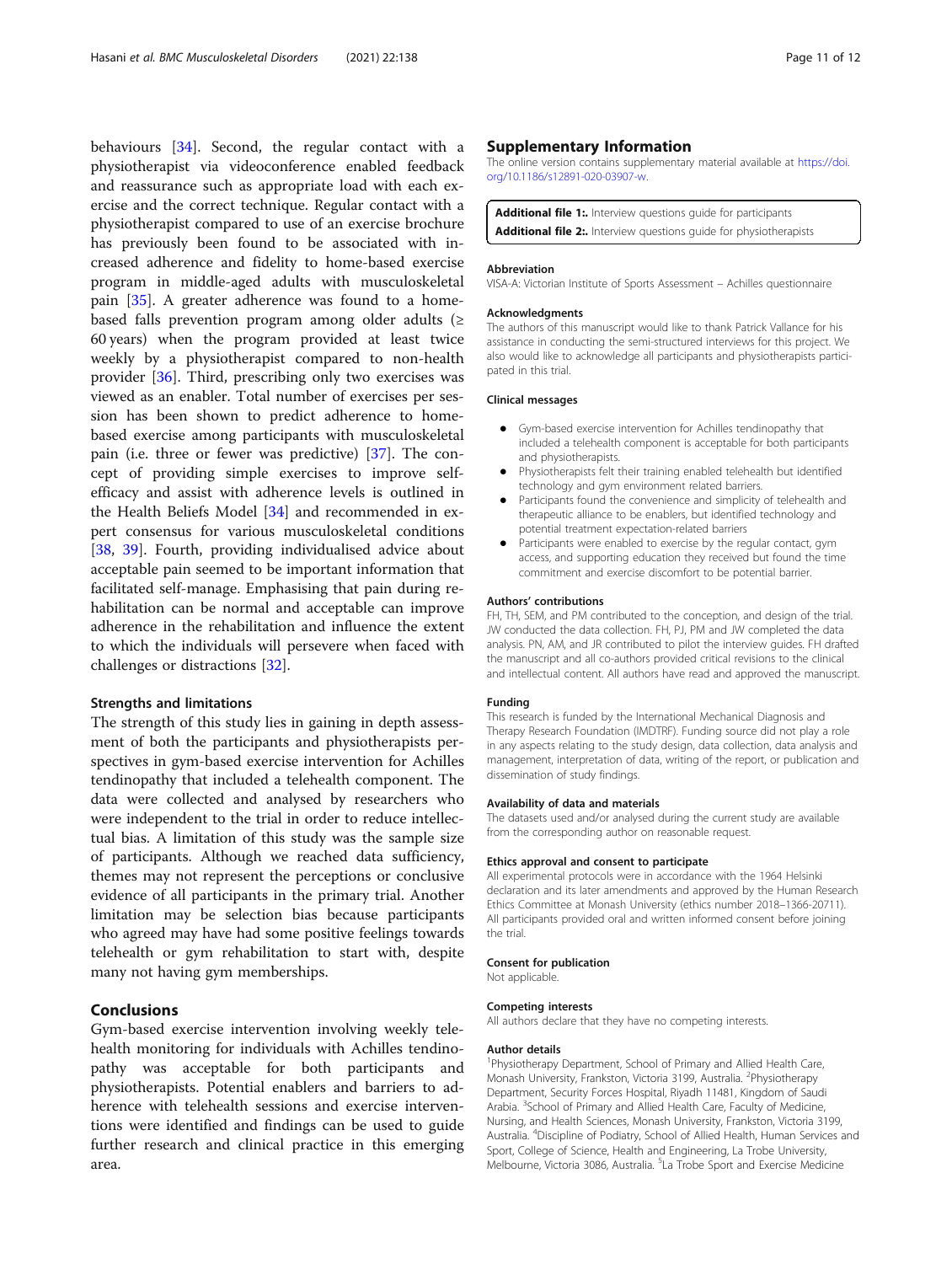behaviours [34]. Second, the regular contact with a physiotherapist via videoconference enabled feedback and reassurance such as appropriate load with each exercise and the correct technique. Regular contact with a physiotherapist compared to use of an exercise brochure has previously been found to be associated with increased adherence and fidelity to home-based exercise program in middle-aged adults with musculoskeletal pain [35]. A greater adherence was found to a home-based falls prevention program among older adults (≥ 60 years) when the program provided at least twice weekly by a physiotherapist compared to non-health provider [36]. Third, prescribing only two exercises was viewed as an enabler. Total number of exercises per session has been shown to predict adherence to home-based exercise among participants with musculoskeletal pain (i.e. three or fewer was predictive) [37]. The concept of providing simple exercises to improve self-efficacy and assist with adherence levels is outlined in the Health Beliefs Model [34] and recommended in expert consensus for various musculoskeletal conditions [38, 39]. Fourth, providing individualised advice about acceptable pain seemed to be important information that facilitated self-manage. Emphasising that pain during rehabilitation can be normal and acceptable can improve adherence in the rehabilitation and influence the extent to which the individuals will persevere when faced with challenges or distractions [32].

### Strengths and limitations

The strength of this study lies in gaining in depth assessment of both the participants and physiotherapists perspectives in gym-based exercise intervention for Achilles tendinopathy that included a telehealth component. The data were collected and analysed by researchers who were independent to the trial in order to reduce intellectual bias. A limitation of this study was the sample size of participants. Although we reached data sufficiency, themes may not represent the perceptions or conclusive evidence of all participants in the primary trial. Another limitation may be selection bias because participants who agreed may have had some positive feelings towards telehealth or gym rehabilitation to start with, despite many not having gym memberships.

## Conclusions

Gym-based exercise intervention involving weekly telehealth monitoring for individuals with Achilles tendinopathy was acceptable for both participants and physiotherapists. Potential enablers and barriers to adherence with telehealth sessions and exercise interventions were identified and findings can be used to guide further research and clinical practice in this emerging area.

## Supplementary Information

The online version contains supplementary material available at https://doi.org/10.1186/s12891-020-03907-w.

**Additional file 1:.** Interview questions guide for participants
**Additional file 2:.** Interview questions guide for physiotherapists

### Abbreviation

VISA-A: Victorian Institute of Sports Assessment – Achilles questionnaire

### Acknowledgments

The authors of this manuscript would like to thank Patrick Vallance for his assistance in conducting the semi-structured interviews for this project. We also would like to acknowledge all participants and physiotherapists participated in this trial.

### Clinical messages

- Gym-based exercise intervention for Achilles tendinopathy that included a telehealth component is acceptable for both participants and physiotherapists.
- Physiotherapists felt their training enabled telehealth but identified technology and gym environment related barriers.
- Participants found the convenience and simplicity of telehealth and therapeutic alliance to be enablers, but identified technology and potential treatment expectation-related barriers
- Participants were enabled to exercise by the regular contact, gym access, and supporting education they received but found the time commitment and exercise discomfort to be potential barrier.

### Authors' contributions

FH, TH, SEM, and PM contributed to the conception, and design of the trial. JW conducted the data collection. FH, PJ, PM and JW completed the data analysis. PN, AM, and JR contributed to pilot the interview guides. FH drafted the manuscript and all co-authors provided critical revisions to the clinical and intellectual content. All authors have read and approved the manuscript.

### Funding

This research is funded by the International Mechanical Diagnosis and Therapy Research Foundation (IMDTRF). Funding source did not play a role in any aspects relating to the study design, data collection, data analysis and management, interpretation of data, writing of the report, or publication and dissemination of study findings.

### Availability of data and materials

The datasets used and/or analysed during the current study are available from the corresponding author on reasonable request.

### Ethics approval and consent to participate

All experimental protocols were in accordance with the 1964 Helsinki declaration and its later amendments and approved by the Human Research Ethics Committee at Monash University (ethics number 2018–1366-20711). All participants provided oral and written informed consent before joining the trial.

### Consent for publication

Not applicable.

### Competing interests

All authors declare that they have no competing interests.

### Author details

[1]Physiotherapy Department, School of Primary and Allied Health Care, Monash University, Frankston, Victoria 3199, Australia. [2]Physiotherapy Department, Security Forces Hospital, Riyadh 11481, Kingdom of Saudi Arabia. [3]School of Primary and Allied Health Care, Faculty of Medicine, Nursing, and Health Sciences, Monash University, Frankston, Victoria 3199, Australia. [4]Discipline of Podiatry, School of Allied Health, Human Services and Sport, College of Science, Health and Engineering, La Trobe University, Melbourne, Victoria 3086, Australia. [5]La Trobe Sport and Exercise Medicine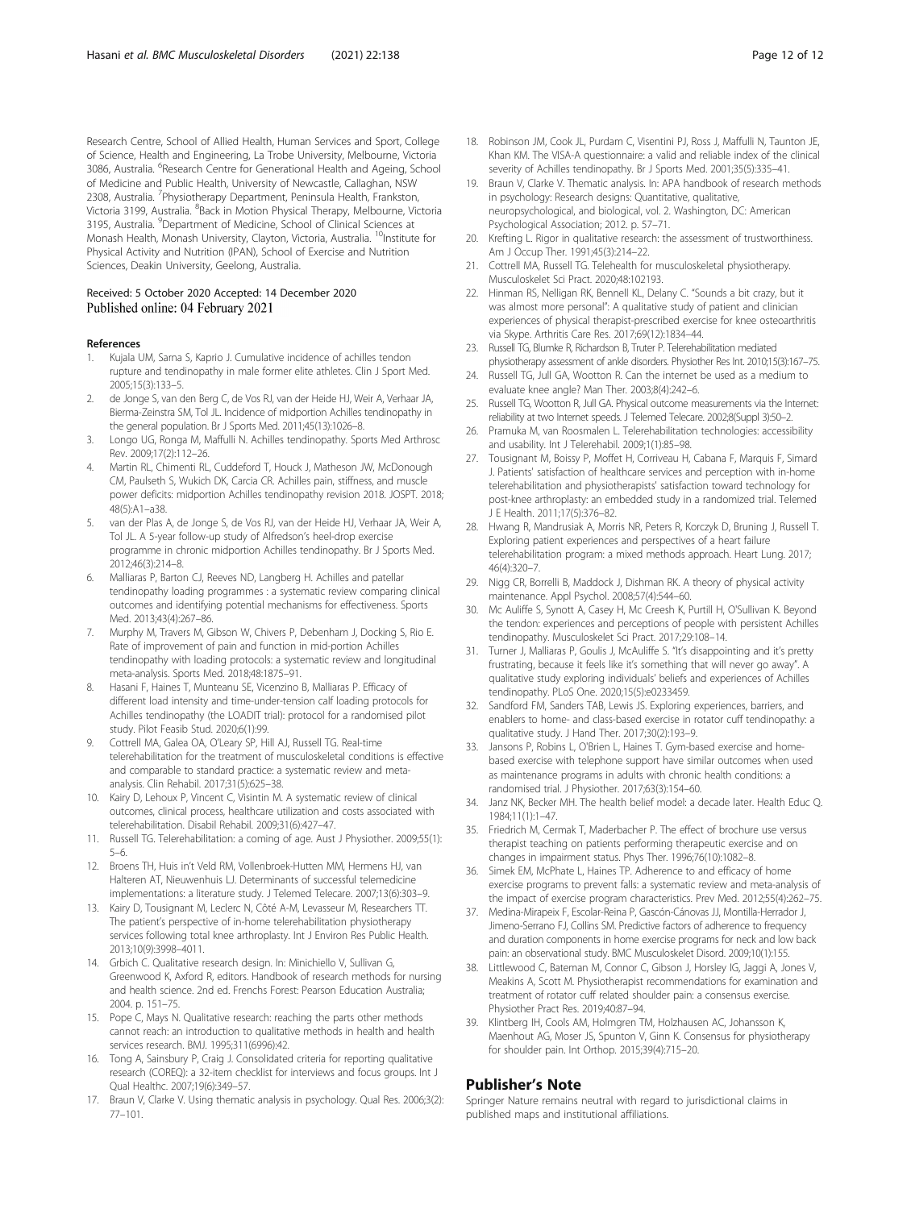Research Centre, School of Allied Health, Human Services and Sport, College of Science, Health and Engineering, La Trobe University, Melbourne, Victoria 3086, Australia. [6]Research Centre for Generational Health and Ageing, School of Medicine and Public Health, University of Newcastle, Callaghan, NSW 2308, Australia. [7]Physiotherapy Department, Peninsula Health, Frankston, Victoria 3199, Australia. [8]Back in Motion Physical Therapy, Melbourne, Victoria 3195, Australia. [9]Department of Medicine, School of Clinical Sciences at Monash Health, Monash University, Clayton, Victoria, Australia. [10]Institute for Physical Activity and Nutrition (IPAN), School of Exercise and Nutrition Sciences, Deakin University, Geelong, Australia.

Received: 5 October 2020 Accepted: 14 December 2020
Published online: 04 February 2021

## References

1. Kujala UM, Sarna S, Kaprio J. Cumulative incidence of achilles tendon rupture and tendinopathy in male former elite athletes. Clin J Sport Med. 2005;15(3):133–5.
2. de Jonge S, van den Berg C, de Vos RJ, van der Heide HJ, Weir A, Verhaar JA, Bierma-Zeinstra SM, Tol JL. Incidence of midportion Achilles tendinopathy in the general population. Br J Sports Med. 2011;45(13):1026–8.
3. Longo UG, Ronga M, Maffulli N. Achilles tendinopathy. Sports Med Arthrosc Rev. 2009;17(2):112–26.
4. Martin RL, Chimenti RL, Cuddeford T, Houck J, Matheson JW, McDonough CM, Paulseth S, Wukich DK, Carcia CR. Achilles pain, stiffness, and muscle power deficits: midportion Achilles tendinopathy revision 2018. JOSPT. 2018; 48(5):A1–a38.
5. van der Plas A, de Jonge S, de Vos RJ, van der Heide HJ, Verhaar JA, Weir A, Tol JL. A 5-year follow-up study of Alfredson's heel-drop exercise programme in chronic midportion Achilles tendinopathy. Br J Sports Med. 2012;46(3):214–8.
6. Malliaras P, Barton CJ, Reeves ND, Langberg H. Achilles and patellar tendinopathy loading programmes : a systematic review comparing clinical outcomes and identifying potential mechanisms for effectiveness. Sports Med. 2013;43(4):267–86.
7. Murphy M, Travers M, Gibson W, Chivers P, Debenham J, Docking S, Rio E. Rate of improvement of pain and function in mid-portion Achilles tendinopathy with loading protocols: a systematic review and longitudinal meta-analysis. Sports Med. 2018;48:1875–91.
8. Hasani F, Haines T, Munteanu SE, Vicenzino B, Malliaras P. Efficacy of different load intensity and time-under-tension calf loading protocols for Achilles tendinopathy (the LOADIT trial): protocol for a randomised pilot study. Pilot Feasib Stud. 2020;6(1):99.
9. Cottrell MA, Galea OA, O'Leary SP, Hill AJ, Russell TG. Real-time telerehabilitation for the treatment of musculoskeletal conditions is effective and comparable to standard practice: a systematic review and meta-analysis. Clin Rehabil. 2017;31(5):625–38.
10. Kairy D, Lehoux P, Vincent C, Visintin M. A systematic review of clinical outcomes, clinical process, healthcare utilization and costs associated with telerehabilitation. Disabil Rehabil. 2009;31(6):427–47.
11. Russell TG. Telerehabilitation: a coming of age. Aust J Physiother. 2009;55(1): 5–6.
12. Broens TH, Huis in't Veld RM, Vollenbroek-Hutten MM, Hermens HJ, van Halteren AT, Nieuwenhuis LJ. Determinants of successful telemedicine implementations: a literature study. J Telemed Telecare. 2007;13(6):303–9.
13. Kairy D, Tousignant M, Leclerc N, Côté A-M, Levasseur M, Researchers TT. The patient's perspective of in-home telerehabilitation physiotherapy services following total knee arthroplasty. Int J Environ Res Public Health. 2013;10(9):3998–4011.
14. Grbich C. Qualitative research design. In: Minichiello V, Sullivan G, Greenwood K, Axford R, editors. Handbook of research methods for nursing and health science. 2nd ed. Frenchs Forest: Pearson Education Australia; 2004. p. 151–75.
15. Pope C, Mays N. Qualitative research: reaching the parts other methods cannot reach: an introduction to qualitative methods in health and health services research. BMJ. 1995;311(6996):42.
16. Tong A, Sainsbury P, Craig J. Consolidated criteria for reporting qualitative research (COREQ): a 32-item checklist for interviews and focus groups. Int J Qual Healthc. 2007;19(6):349–57.
17. Braun V, Clarke V. Using thematic analysis in psychology. Qual Res. 2006;3(2): 77–101.
18. Robinson JM, Cook JL, Purdam C, Visentini PJ, Ross J, Maffulli N, Taunton JE, Khan KM. The VISA-A questionnaire: a valid and reliable index of the clinical severity of Achilles tendinopathy. Br J Sports Med. 2001;35(5):335–41.
19. Braun V, Clarke V. Thematic analysis. In: APA handbook of research methods in psychology: Research designs: Quantitative, qualitative, neuropsychological, and biological, vol. 2. Washington, DC: American Psychological Association; 2012. p. 57–71.
20. Krefting L. Rigor in qualitative research: the assessment of trustworthiness. Am J Occup Ther. 1991;45(3):214–22.
21. Cottrell MA, Russell TG. Telehealth for musculoskeletal physiotherapy. Musculoskelet Sci Pract. 2020;48:102193.
22. Hinman RS, Nelligan RK, Bennell KL, Delany C. "Sounds a bit crazy, but it was almost more personal": A qualitative study of patient and clinician experiences of physical therapist-prescribed exercise for knee osteoarthritis via Skype. Arthritis Care Res. 2017;69(12):1834–44.
23. Russell TG, Blumke R, Richardson B, Truter P. Telerehabilitation mediated physiotherapy assessment of ankle disorders. Physiother Res Int. 2010;15(3):167–75.
24. Russell TG, Jull GA, Wootton R. Can the internet be used as a medium to evaluate knee angle? Man Ther. 2003;8(4):242–6.
25. Russell TG, Wootton R, Jull GA. Physical outcome measurements via the Internet: reliability at two Internet speeds. J Telemed Telecare. 2002;8(Suppl 3):50–2.
26. Pramuka M, van Roosmalen L. Telerehabilitation technologies: accessibility and usability. Int J Telerehabil. 2009;1(1):85–98.
27. Tousignant M, Boissy P, Moffet H, Corriveau H, Cabana F, Marquis F, Simard J. Patients' satisfaction of healthcare services and perception with in-home telerehabilitation and physiotherapists' satisfaction toward technology for post-knee arthroplasty: an embedded study in a randomized trial. Telemed J E Health. 2011;17(5):376–82.
28. Hwang R, Mandrusiak A, Morris NR, Peters R, Korczyk D, Bruning J, Russell T. Exploring patient experiences and perspectives of a heart failure telerehabilitation program: a mixed methods approach. Heart Lung. 2017; 46(4):320–7.
29. Nigg CR, Borrelli B, Maddock J, Dishman RK. A theory of physical activity maintenance. Appl Psychol. 2008;57(4):544–60.
30. Mc Auliffe S, Synott A, Casey H, Mc Creesh K, Purtill H, O'Sullivan K. Beyond the tendon: experiences and perceptions of people with persistent Achilles tendinopathy. Musculoskelet Sci Pract. 2017;29:108–14.
31. Turner J, Malliaras P, Goulis J, McAuliffe S. "It's disappointing and it's pretty frustrating, because it feels like it's something that will never go away". A qualitative study exploring individuals' beliefs and experiences of Achilles tendinopathy. PLoS One. 2020;15(5):e0233459.
32. Sandford FM, Sanders TAB, Lewis JS. Exploring experiences, barriers, and enablers to home- and class-based exercise in rotator cuff tendinopathy: a qualitative study. J Hand Ther. 2017;30(2):193–9.
33. Jansons P, Robins L, O'Brien L, Haines T. Gym-based exercise and home-based exercise with telephone support have similar outcomes when used as maintenance programs in adults with chronic health conditions: a randomised trial. J Physiother. 2017;63(3):154–60.
34. Janz NK, Becker MH. The health belief model: a decade later. Health Educ Q. 1984;11(1):1–47.
35. Friedrich M, Cermak T, Maderbacher P. The effect of brochure use versus therapist teaching on patients performing therapeutic exercise and on changes in impairment status. Phys Ther. 1996;76(10):1082–8.
36. Simek EM, McPhate L, Haines TP. Adherence to and efficacy of home exercise programs to prevent falls: a systematic review and meta-analysis of the impact of exercise program characteristics. Prev Med. 2012;55(4):262–75.
37. Medina-Mirapeix F, Escolar-Reina P, Gascón-Cánovas JJ, Montilla-Herrador J, Jimeno-Serrano FJ, Collins SM. Predictive factors of adherence to frequency and duration components in home exercise programs for neck and low back pain: an observational study. BMC Musculoskelet Disord. 2009;10(1):155.
38. Littlewood C, Bateman M, Connor C, Gibson J, Horsley IG, Jaggi A, Jones V, Meakins A, Scott M. Physiotherapist recommendations for examination and treatment of rotator cuff related shoulder pain: a consensus exercise. Physiother Pract Res. 2019;40:87–94.
39. Klintberg IH, Cools AM, Holmgren TM, Holzhausen AC, Johansson K, Maenhout AG, Moser JS, Spunton V, Ginn K. Consensus for physiotherapy for shoulder pain. Int Orthop. 2015;39(4):715–20.

## Publisher's Note

Springer Nature remains neutral with regard to jurisdictional claims in published maps and institutional affiliations.